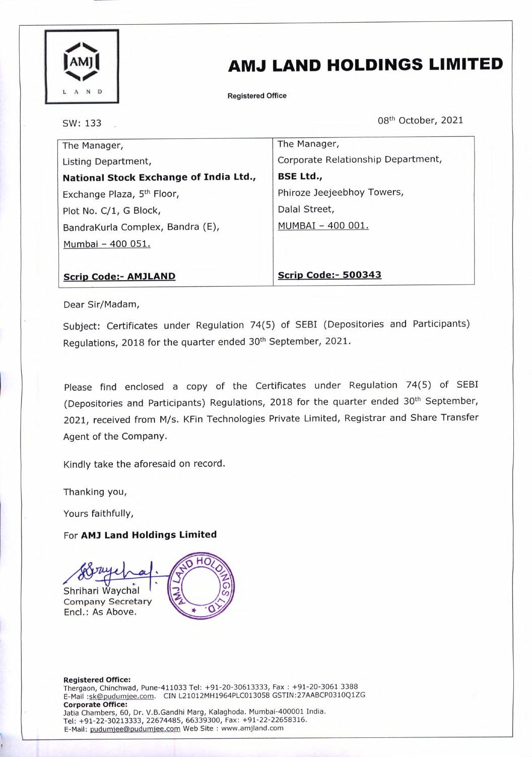# AMJ LAND HOLDINGS LIMITED

**Registered Office**

SW: 133

08th October, 2021

| The Manager, | The Manager, |
|---|---|
| Listing Department, | Corporate Relationship Department, |
| **National Stock Exchange of India Ltd.,** | **BSE Ltd.,** |
| Exchange Plaza, 5th Floor, | Phiroze Jeejeebhoy Towers, |
| Plot No. C/1, G Block, | Dalal Street, |
| BandraKurla Complex, Bandra (E), | MUMBAI – 400 001. |
| Mumbai – 400 051. | |
| **Scrip Code:- AMJLAND** | **Scrip Code:- 500343** |

Dear Sir/Madam,

Subject: Certificates under Regulation 74(5) of SEBI (Depositories and Participants) Regulations, 2018 for the quarter ended 30th September, 2021.

Please find enclosed a copy of the Certificates under Regulation 74(5) of SEBI (Depositories and Participants) Regulations, 2018 for the quarter ended 30th September, 2021, received from M/s. KFin Technologies Private Limited, Registrar and Share Transfer Agent of the Company.

Kindly take the aforesaid on record.

Thanking you,

Yours faithfully,

For **AMJ Land Holdings Limited**

Shrihari Waychal
Company Secretary
Encl.: As Above.

**Registered Office:**
Thergaon, Chinchwad, Pune-411033 Tel: +91-20-30613333, Fax : +91-20-3061 3388
E-Mail :sk@pudumjee.com. CIN L21012MH1964PLC013058 GSTIN:27AABCP0310Q1ZG
**Corporate Office:**
Jatia Chambers, 60, Dr. V.B.Gandhi Marg, Kalaghoda. Mumbai-400001 India.
Tel: +91-22-30213333, 22674485, 66339300, Fax: +91-22-22658316.
E-Mail: pudumjee@pudumjee.com Web Site : www.amjland.com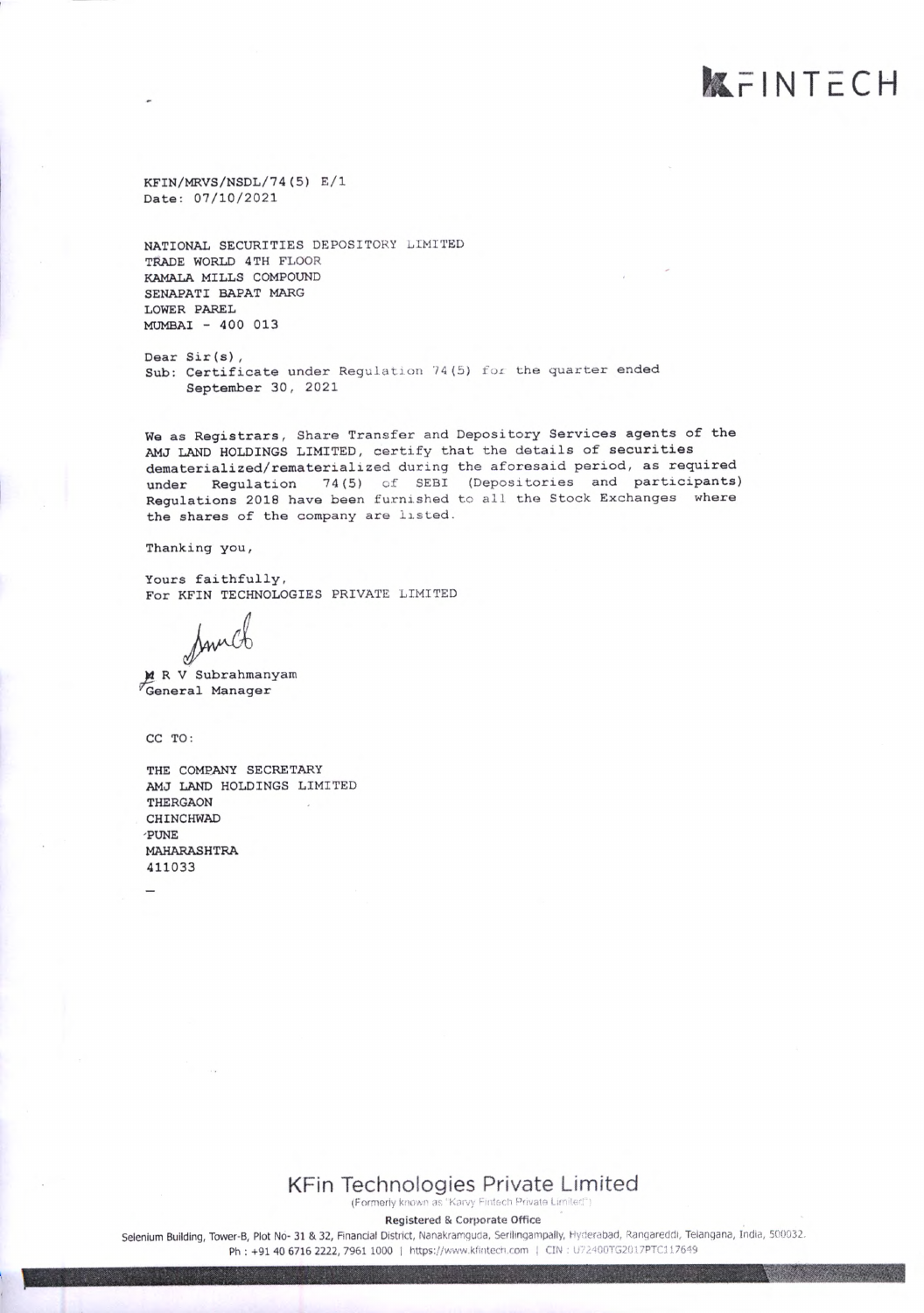KFINTECH

KFIN/MRVS/NSDL/74(5) E/1
Date: 07/10/2021

NATIONAL SECURITIES DEPOSITORY LIMITED
TRADE WORLD 4TH FLOOR
KAMALA MILLS COMPOUND
SENAPATI BAPAT MARG
LOWER PAREL
MUMBAI - 400 013

Dear Sir(s),
Sub: Certificate under Regulation 74(5) for the quarter ended September 30, 2021

We as Registrars, Share Transfer and Depository Services agents of the AMJ LAND HOLDINGS LIMITED, certify that the details of securities dematerialized/rematerialized during the aforesaid period, as required under Regulation 74(5) of SEBI (Depositories and participants) Regulations 2018 have been furnished to all the Stock Exchanges where the shares of the company are listed.

Thanking you,

Yours faithfully,
For KFIN TECHNOLOGIES PRIVATE LIMITED

M R V Subrahmanyam
General Manager

CC TO:

THE COMPANY SECRETARY
AMJ LAND HOLDINGS LIMITED
THERGAON
CHINCHWAD
PUNE
MAHARASHTRA
411033

KFin Technologies Private Limited
(Formerly known as "Karvy Fintech Private Limited")
Registered & Corporate Office
Selenium Building, Tower-B, Plot No- 31 & 32, Financial District, Nanakramguda, Serilingampally, Hyderabad, Rangareddi, Telangana, India, 500032.
Ph : +91 40 6716 2222, 7961 1000 | https://www.kfintech.com | CIN : U72400TG2017PTC117649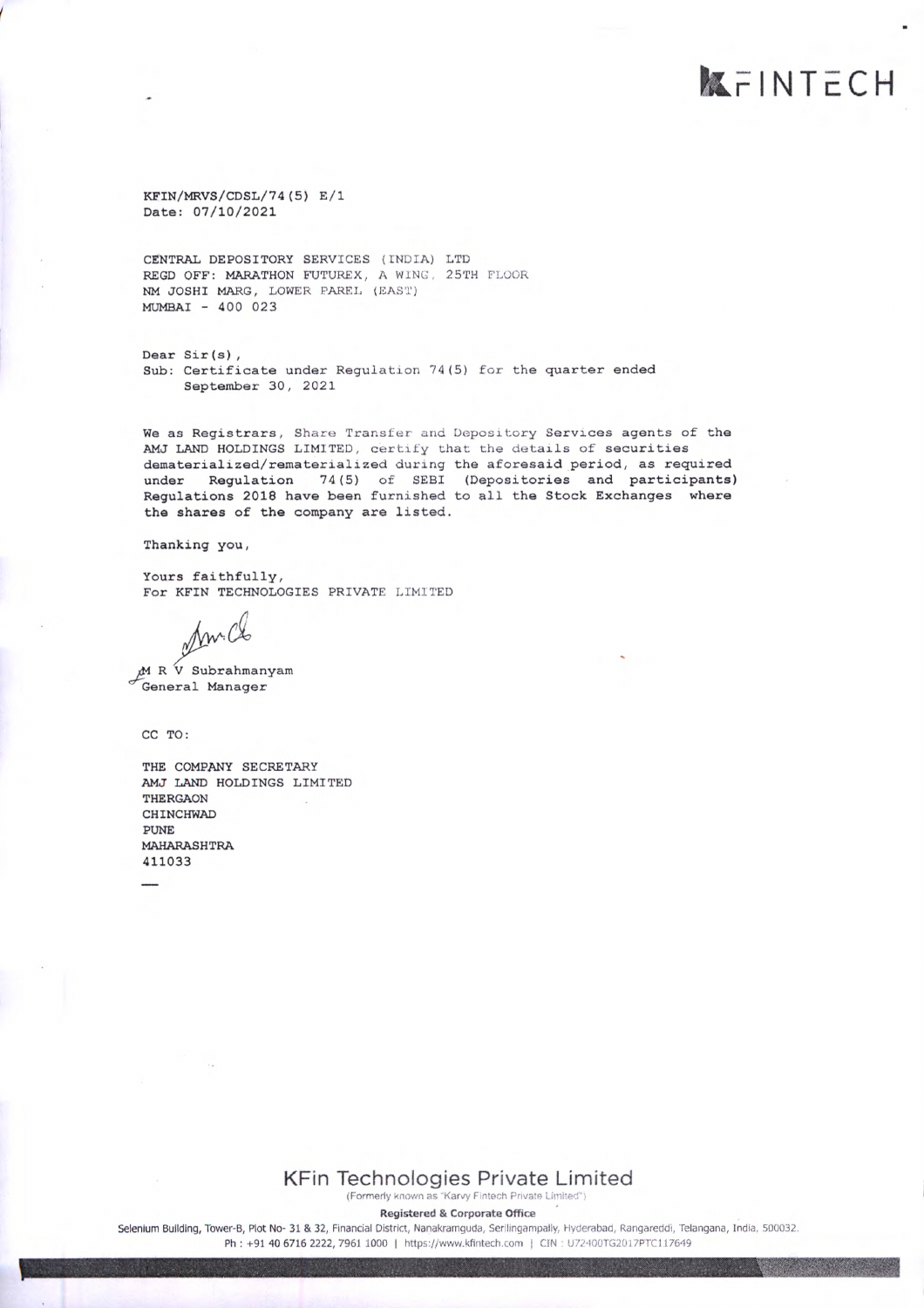KFINTECH

KFIN/MRVS/CDSL/74(5) E/1
Date: 07/10/2021

CENTRAL DEPOSITORY SERVICES (INDIA) LTD
REGD OFF: MARATHON FUTUREX, A WING, 25TH FLOOR
NM JOSHI MARG, LOWER PAREL (EAST)
MUMBAI - 400 023

Dear Sir(s),

Sub: Certificate under Regulation 74(5) for the quarter ended September 30, 2021

We as Registrars, Share Transfer and Depository Services agents of the AMJ LAND HOLDINGS LIMITED, certify that the details of securities dematerialized/rematerialized during the aforesaid period, as required under Regulation 74(5) of SEBI (Depositories and participants) Regulations 2018 have been furnished to all the Stock Exchanges where the shares of the company are listed.

Thanking you,

Yours faithfully,
For KFIN TECHNOLOGIES PRIVATE LIMITED

M R V Subrahmanyam
General Manager

CC TO:

THE COMPANY SECRETARY
AMJ LAND HOLDINGS LIMITED
THERGAON
CHINCHWAD
PUNE
MAHARASHTRA
411033

**KFin Technologies Private Limited**
(Formerly known as "Karvy Fintech Private Limited")
**Registered & Corporate Office**
Selenium Building, Tower-B, Plot No- 31 & 32, Financial District, Nanakramguda, Serilingampally, Hyderabad, Rangareddi, Telangana, India, 500032.
Ph : +91 40 6716 2222, 7961 1000 | https://www.kfintech.com | CIN : U72400TG2017PTC117649